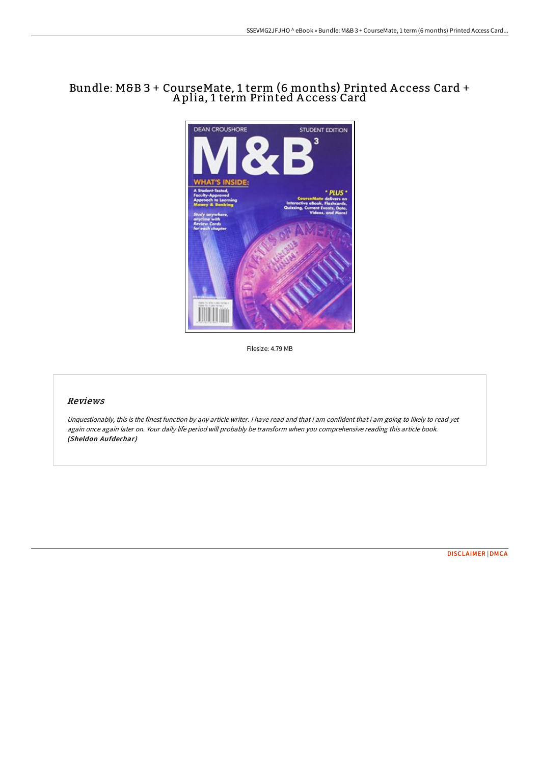# Bundle: M&B 3 + CourseMate, 1 term (6 months) Printed Access Card + Aplia, 1 term Printed Access Card

Filesize: 4.79 MB

## *Reviews*

*Unquestionably, this is the finest function by any article writer. I have read and that i am confident that i am going to likely to read yet again once again later on. Your daily life period will probably be transform when you comprehensive reading this article book.* **(Sheldon Aufderhar)**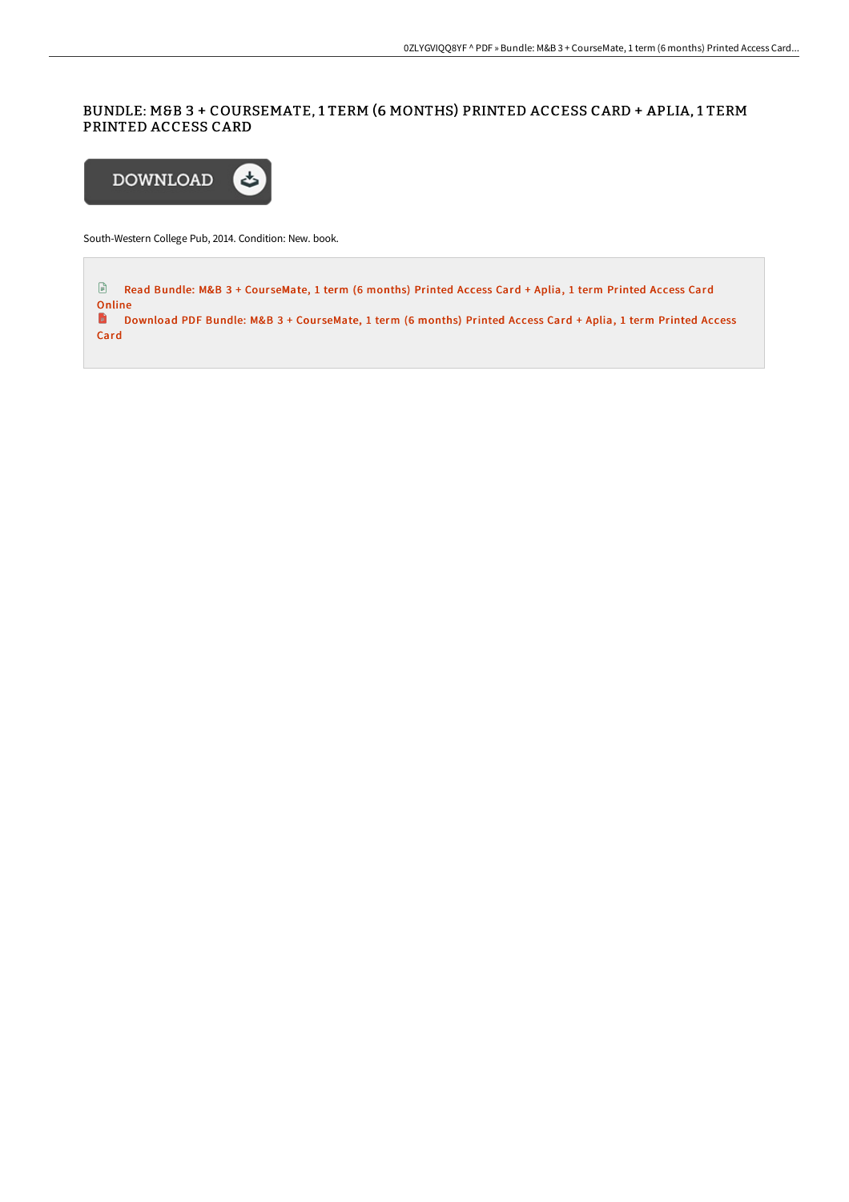# BUNDLE: M&B 3 + COURSEMATE, 1 TERM (6 MONTHS) PRINTED ACCESS CARD + APLIA, 1 TERM PRINTED ACCESS CARD

DOWNLOAD

South-Western College Pub, 2014. Condition: New. book.

Read Bundle: M&B 3 + CourseMate, 1 term (6 months) Printed Access Card + Aplia, 1 term Printed Access Card Online

Download PDF Bundle: M&B 3 + CourseMate, 1 term (6 months) Printed Access Card + Aplia, 1 term Printed Access Card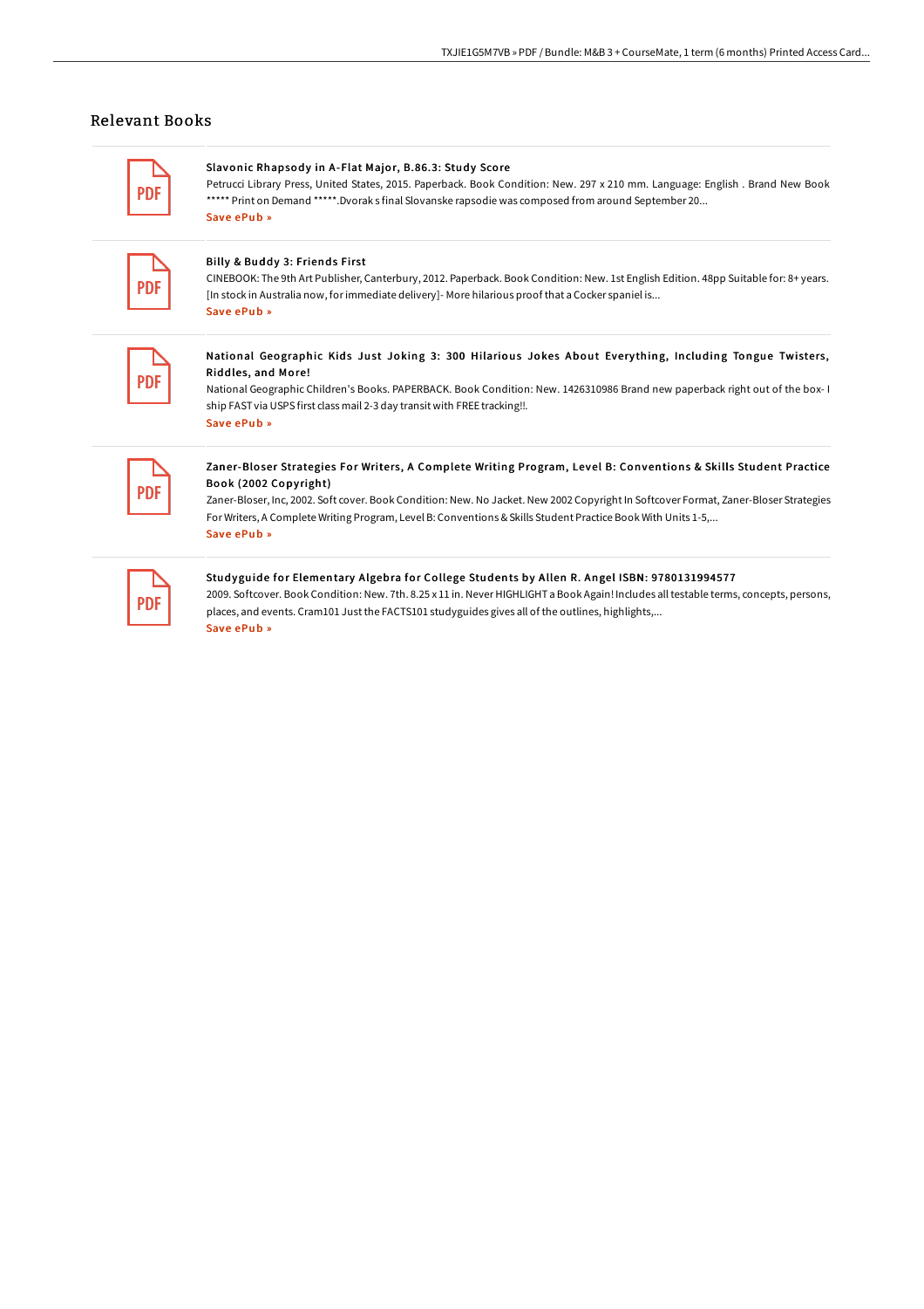## Relevant Books

PDF

### Slavonic Rhapsody in A-Flat Major, B.86.3: Study Score

Petrucci Library Press, United States, 2015. Paperback. Book Condition: New. 297 x 210 mm. Language: English . Brand New Book ***** Print on Demand *****.Dvorak s final Slovanske rapsodie was composed from around September 20...

Save ePub »

PDF

### Billy & Buddy 3: Friends First

CINEBOOK: The 9th Art Publisher, Canterbury, 2012. Paperback. Book Condition: New. 1st English Edition. 48pp Suitable for: 8+ years. [In stock in Australia now, for immediate delivery]- More hilarious proof that a Cocker spaniel is...

Save ePub »

PDF

### National Geographic Kids Just Joking 3: 300 Hilarious Jokes About Everything, Including Tongue Twisters, Riddles, and More!

National Geographic Children's Books. PAPERBACK. Book Condition: New. 1426310986 Brand new paperback right out of the box- I ship FAST via USPS first class mail 2-3 day transit with FREE tracking!!.

Save ePub »

PDF

### Zaner-Bloser Strategies For Writers, A Complete Writing Program, Level B: Conventions & Skills Student Practice Book (2002 Copyright)

Zaner-Bloser, Inc, 2002. Soft cover. Book Condition: New. No Jacket. New 2002 Copyright In Softcover Format, Zaner-Bloser Strategies For Writers, A Complete Writing Program, Level B: Conventions & Skills Student Practice Book With Units 1-5,...

Save ePub »

PDF

### Studyguide for Elementary Algebra for College Students by Allen R. Angel ISBN: 9780131994577

2009. Softcover. Book Condition: New. 7th. 8.25 x 11 in. Never HIGHLIGHT a Book Again! Includes all testable terms, concepts, persons, places, and events. Cram101 Just the FACTS101 studyguides gives all of the outlines, highlights,...

Save ePub »